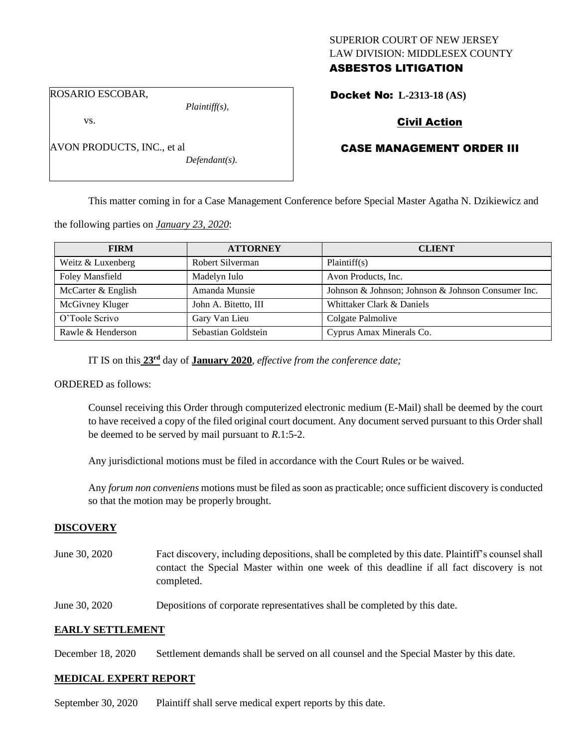SUPERIOR COURT OF NEW JERSEY
LAW DIVISION: MIDDLESEX COUNTY
**ASBESTOS LITIGATION**

ROSARIO ESCOBAR,
*Plaintiff(s),*

vs.

AVON PRODUCTS, INC., et al
*Defendant(s).*

**Docket No: L-2313-18 (AS)**

**Civil Action**

**CASE MANAGEMENT ORDER III**

This matter coming in for a Case Management Conference before Special Master Agatha N. Dzikiewicz and the following parties on *January 23, 2020*:

| FIRM | ATTORNEY | CLIENT |
| --- | --- | --- |
| Weitz & Luxenberg | Robert Silverman | Plaintiff(s) |
| Foley Mansfield | Madelyn Iulo | Avon Products, Inc. |
| McCarter & English | Amanda Munsie | Johnson & Johnson; Johnson & Johnson Consumer Inc. |
| McGivney Kluger | John A. Bitetto, III | Whittaker Clark & Daniels |
| O'Toole Scrivo | Gary Van Lieu | Colgate Palmolive |
| Rawle & Henderson | Sebastian Goldstein | Cyprus Amax Minerals Co. |

IT IS on this **23rd** day of **January 2020**, *effective from the conference date;*

ORDERED as follows:

Counsel receiving this Order through computerized electronic medium (E-Mail) shall be deemed by the court to have received a copy of the filed original court document. Any document served pursuant to this Order shall be deemed to be served by mail pursuant to *R*.1:5-2.

Any jurisdictional motions must be filed in accordance with the Court Rules or be waived.

Any *forum non conveniens* motions must be filed as soon as practicable; once sufficient discovery is conducted so that the motion may be properly brought.

## DISCOVERY

June 30, 2020 Fact discovery, including depositions, shall be completed by this date. Plaintiff's counsel shall contact the Special Master within one week of this deadline if all fact discovery is not completed.

June 30, 2020 Depositions of corporate representatives shall be completed by this date.

## EARLY SETTLEMENT

December 18, 2020 Settlement demands shall be served on all counsel and the Special Master by this date.

## MEDICAL EXPERT REPORT

September 30, 2020 Plaintiff shall serve medical expert reports by this date.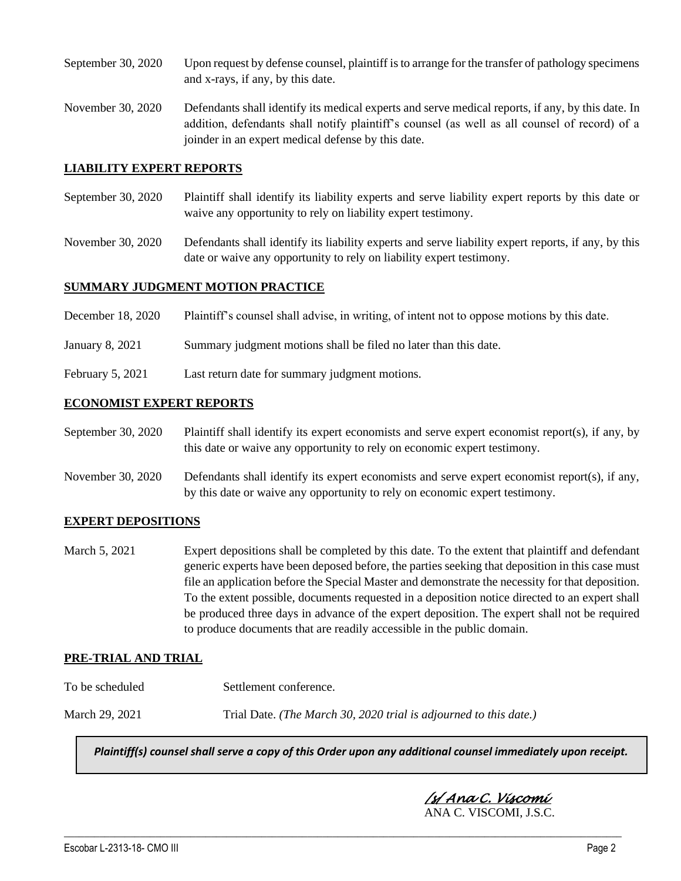| | |
|---|---|
| September 30, 2020 | Upon request by defense counsel, plaintiff is to arrange for the transfer of pathology specimens and x-rays, if any, by this date. |
| November 30, 2020 | Defendants shall identify its medical experts and serve medical reports, if any, by this date. In addition, defendants shall notify plaintiff's counsel (as well as all counsel of record) of a joinder in an expert medical defense by this date. |

**LIABILITY EXPERT REPORTS**

| | |
|---|---|
| September 30, 2020 | Plaintiff shall identify its liability experts and serve liability expert reports by this date or waive any opportunity to rely on liability expert testimony. |
| November 30, 2020 | Defendants shall identify its liability experts and serve liability expert reports, if any, by this date or waive any opportunity to rely on liability expert testimony. |

**SUMMARY JUDGMENT MOTION PRACTICE**

| | |
|---|---|
| December 18, 2020 | Plaintiff's counsel shall advise, in writing, of intent not to oppose motions by this date. |
| January 8, 2021 | Summary judgment motions shall be filed no later than this date. |
| February 5, 2021 | Last return date for summary judgment motions. |

**ECONOMIST EXPERT REPORTS**

| | |
|---|---|
| September 30, 2020 | Plaintiff shall identify its expert economists and serve expert economist report(s), if any, by this date or waive any opportunity to rely on economic expert testimony. |
| November 30, 2020 | Defendants shall identify its expert economists and serve expert economist report(s), if any, by this date or waive any opportunity to rely on economic expert testimony. |

**EXPERT DEPOSITIONS**

| | |
|---|---|
| March 5, 2021 | Expert depositions shall be completed by this date. To the extent that plaintiff and defendant generic experts have been deposed before, the parties seeking that deposition in this case must file an application before the Special Master and demonstrate the necessity for that deposition. To the extent possible, documents requested in a deposition notice directed to an expert shall be produced three days in advance of the expert deposition. The expert shall not be required to produce documents that are readily accessible in the public domain. |

**PRE-TRIAL AND TRIAL**

| | |
|---|---|
| To be scheduled | Settlement conference. |
| March 29, 2021 | Trial Date. *(The March 30, 2020 trial is adjourned to this date.)* |

***Plaintiff(s) counsel shall serve a copy of this Order upon any additional counsel immediately upon receipt.***

*/s/ Ana C. Viscomi*
ANA C. VISCOMI, J.S.C.